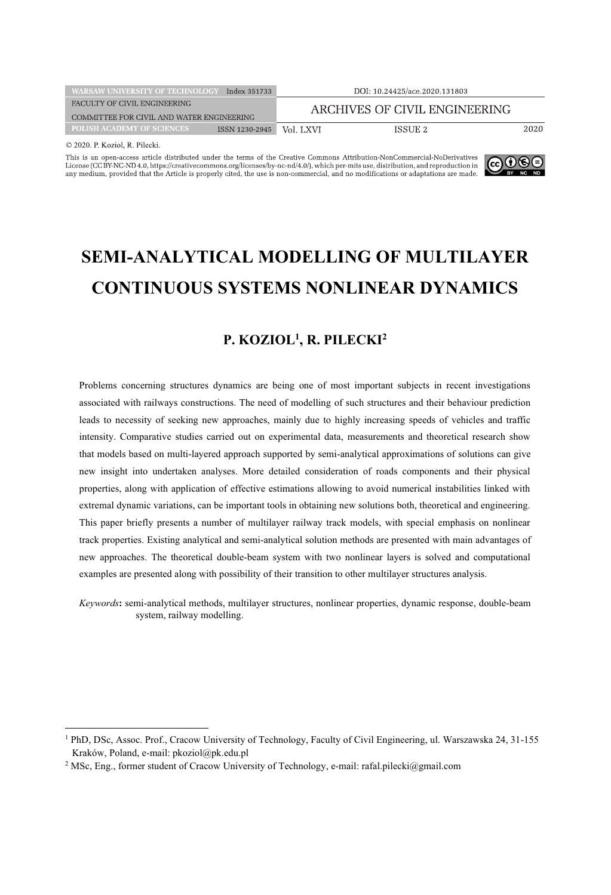WARSAW UNIVERSITY OF TECHNOLOGY Index 351733 DOI: 10.24425/ace.2020.131803

FACULTY OF CIVIL ENGINEERING
COMMITTEE FOR CIVIL AND WATER ENGINEERING ARCHIVES OF CIVIL ENGINEERING

POLISH ACADEMY OF SCIENCES ISSN 1230-2945 Vol. LXVI ISSUE 2 2020

© 2020. P. Koziol, R. Pilecki.

This is an open-access article distributed under the terms of the Creative Commons Attribution-NonCommercial-NoDerivatives License (CC BY-NC-ND 4.0, https://creativecommons.org/licenses/by-nc-nd/4.0/), which per-mits use, distribution, and reproduction in any medium, provided that the Article is properly cited, the use is non-commercial, and no modifications or adaptations are made.

# SEMI-ANALYTICAL MODELLING OF MULTILAYER CONTINUOUS SYSTEMS NONLINEAR DYNAMICS

## P. KOZIOL[1], R. PILECKI[2]

Problems concerning structures dynamics are being one of most important subjects in recent investigations associated with railways constructions. The need of modelling of such structures and their behaviour prediction leads to necessity of seeking new approaches, mainly due to highly increasing speeds of vehicles and traffic intensity. Comparative studies carried out on experimental data, measurements and theoretical research show that models based on multi-layered approach supported by semi-analytical approximations of solutions can give new insight into undertaken analyses. More detailed consideration of roads components and their physical properties, along with application of effective estimations allowing to avoid numerical instabilities linked with extremal dynamic variations, can be important tools in obtaining new solutions both, theoretical and engineering. This paper briefly presents a number of multilayer railway track models, with special emphasis on nonlinear track properties. Existing analytical and semi-analytical solution methods are presented with main advantages of new approaches. The theoretical double-beam system with two nonlinear layers is solved and computational examples are presented along with possibility of their transition to other multilayer structures analysis.

*Keywords***:** semi-analytical methods, multilayer structures, nonlinear properties, dynamic response, double-beam system, railway modelling.

---

[1] PhD, DSc, Assoc. Prof., Cracow University of Technology, Faculty of Civil Engineering, ul. Warszawska 24, 31-155 Kraków, Poland, e-mail: pkoziol@pk.edu.pl

[2] MSc, Eng., former student of Cracow University of Technology, e-mail: rafal.pilecki@gmail.com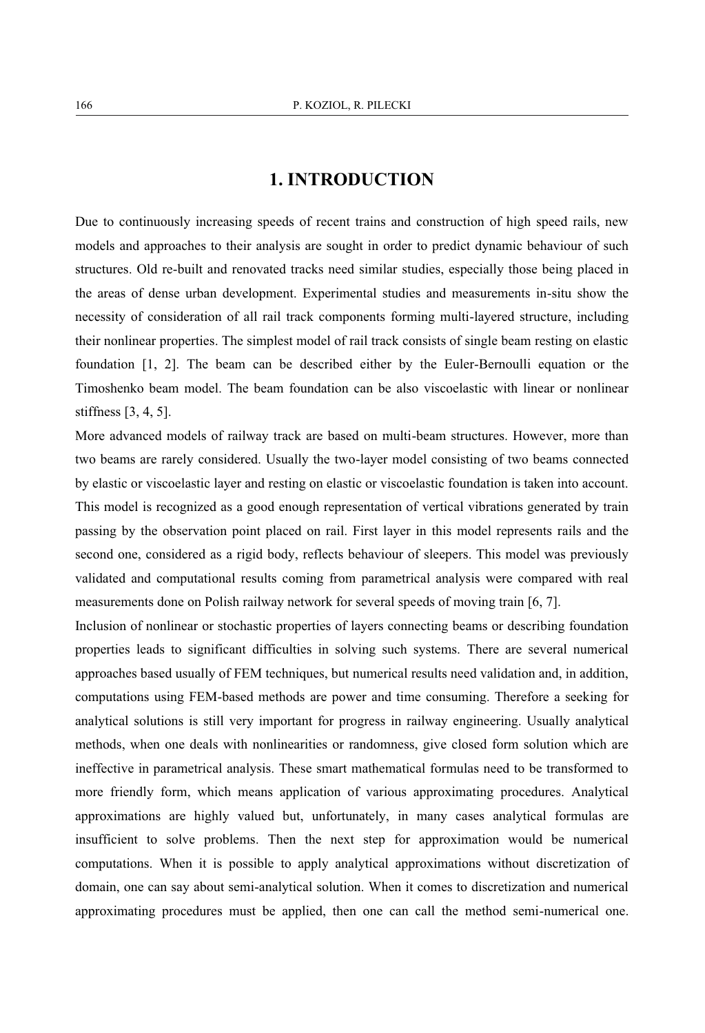# 1. INTRODUCTION

Due to continuously increasing speeds of recent trains and construction of high speed rails, new models and approaches to their analysis are sought in order to predict dynamic behaviour of such structures. Old re-built and renovated tracks need similar studies, especially those being placed in the areas of dense urban development. Experimental studies and measurements in-situ show the necessity of consideration of all rail track components forming multi-layered structure, including their nonlinear properties. The simplest model of rail track consists of single beam resting on elastic foundation [1, 2]. The beam can be described either by the Euler-Bernoulli equation or the Timoshenko beam model. The beam foundation can be also viscoelastic with linear or nonlinear stiffness [3, 4, 5].

More advanced models of railway track are based on multi-beam structures. However, more than two beams are rarely considered. Usually the two-layer model consisting of two beams connected by elastic or viscoelastic layer and resting on elastic or viscoelastic foundation is taken into account. This model is recognized as a good enough representation of vertical vibrations generated by train passing by the observation point placed on rail. First layer in this model represents rails and the second one, considered as a rigid body, reflects behaviour of sleepers. This model was previously validated and computational results coming from parametrical analysis were compared with real measurements done on Polish railway network for several speeds of moving train [6, 7].

Inclusion of nonlinear or stochastic properties of layers connecting beams or describing foundation properties leads to significant difficulties in solving such systems. There are several numerical approaches based usually of FEM techniques, but numerical results need validation and, in addition, computations using FEM-based methods are power and time consuming. Therefore a seeking for analytical solutions is still very important for progress in railway engineering. Usually analytical methods, when one deals with nonlinearities or randomness, give closed form solution which are ineffective in parametrical analysis. These smart mathematical formulas need to be transformed to more friendly form, which means application of various approximating procedures. Analytical approximations are highly valued but, unfortunately, in many cases analytical formulas are insufficient to solve problems. Then the next step for approximation would be numerical computations. When it is possible to apply analytical approximations without discretization of domain, one can say about semi-analytical solution. When it comes to discretization and numerical approximating procedures must be applied, then one can call the method semi-numerical one.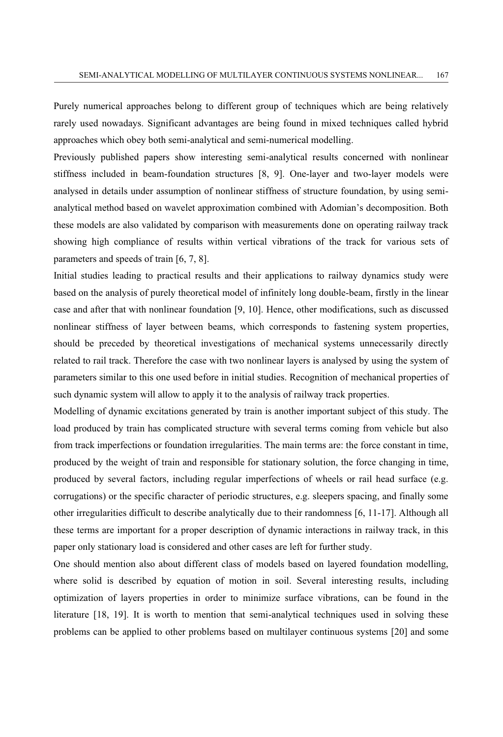Purely numerical approaches belong to different group of techniques which are being relatively rarely used nowadays. Significant advantages are being found in mixed techniques called hybrid approaches which obey both semi-analytical and semi-numerical modelling.

Previously published papers show interesting semi-analytical results concerned with nonlinear stiffness included in beam-foundation structures [8, 9]. One-layer and two-layer models were analysed in details under assumption of nonlinear stiffness of structure foundation, by using semi-analytical method based on wavelet approximation combined with Adomian's decomposition. Both these models are also validated by comparison with measurements done on operating railway track showing high compliance of results within vertical vibrations of the track for various sets of parameters and speeds of train [6, 7, 8].

Initial studies leading to practical results and their applications to railway dynamics study were based on the analysis of purely theoretical model of infinitely long double-beam, firstly in the linear case and after that with nonlinear foundation [9, 10]. Hence, other modifications, such as discussed nonlinear stiffness of layer between beams, which corresponds to fastening system properties, should be preceded by theoretical investigations of mechanical systems unnecessarily directly related to rail track. Therefore the case with two nonlinear layers is analysed by using the system of parameters similar to this one used before in initial studies. Recognition of mechanical properties of such dynamic system will allow to apply it to the analysis of railway track properties.

Modelling of dynamic excitations generated by train is another important subject of this study. The load produced by train has complicated structure with several terms coming from vehicle but also from track imperfections or foundation irregularities. The main terms are: the force constant in time, produced by the weight of train and responsible for stationary solution, the force changing in time, produced by several factors, including regular imperfections of wheels or rail head surface (e.g. corrugations) or the specific character of periodic structures, e.g. sleepers spacing, and finally some other irregularities difficult to describe analytically due to their randomness [6, 11-17]. Although all these terms are important for a proper description of dynamic interactions in railway track, in this paper only stationary load is considered and other cases are left for further study.

One should mention also about different class of models based on layered foundation modelling, where solid is described by equation of motion in soil. Several interesting results, including optimization of layers properties in order to minimize surface vibrations, can be found in the literature [18, 19]. It is worth to mention that semi-analytical techniques used in solving these problems can be applied to other problems based on multilayer continuous systems [20] and some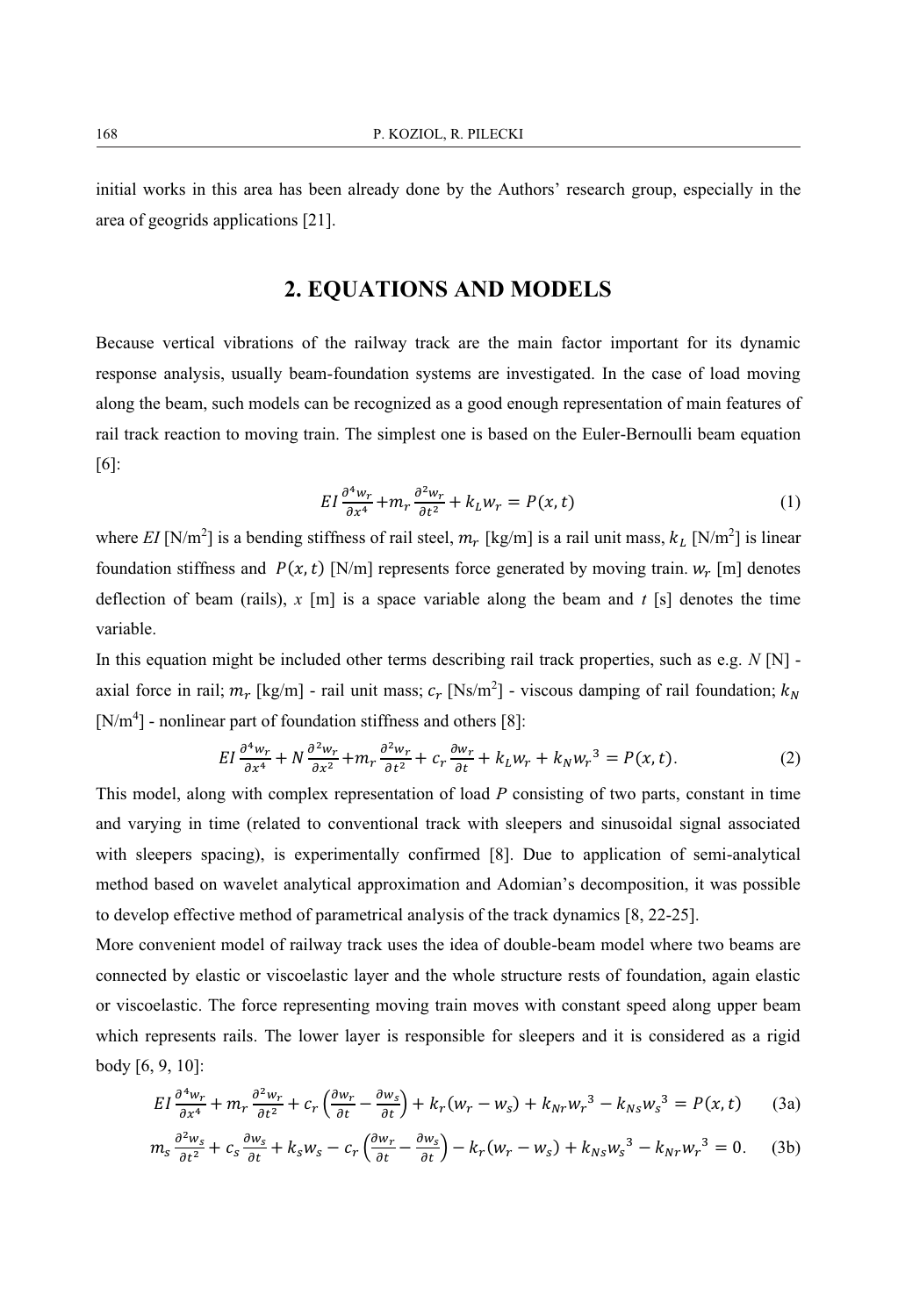initial works in this area has been already done by the Authors' research group, especially in the area of geogrids applications [21].

## 2. EQUATIONS AND MODELS

Because vertical vibrations of the railway track are the main factor important for its dynamic response analysis, usually beam-foundation systems are investigated. In the case of load moving along the beam, such models can be recognized as a good enough representation of main features of rail track reaction to moving train. The simplest one is based on the Euler-Bernoulli beam equation [6]:

$$EI\frac{\partial^4 w_r}{\partial x^4} + m_r\frac{\partial^2 w_r}{\partial t^2} + k_L w_r = P(x,t) \tag{1}$$

where *EI* [N/m$^2$] is a bending stiffness of rail steel, $m_r$ [kg/m] is a rail unit mass, $k_L$ [N/m$^2$] is linear foundation stiffness and $P(x,t)$ [N/m] represents force generated by moving train. $w_r$ [m] denotes deflection of beam (rails), *x* [m] is a space variable along the beam and *t* [s] denotes the time variable.

In this equation might be included other terms describing rail track properties, such as e.g. *N* [N] - axial force in rail; $m_r$ [kg/m] - rail unit mass; $c_r$ [Ns/m$^2$] - viscous damping of rail foundation; $k_N$ [N/m$^4$] - nonlinear part of foundation stiffness and others [8]:

$$EI\frac{\partial^4 w_r}{\partial x^4} + N\frac{\partial^2 w_r}{\partial x^2} + m_r\frac{\partial^2 w_r}{\partial t^2} + c_r\frac{\partial w_r}{\partial t} + k_L w_r + k_N {w_r}^3 = P(x,t). \tag{2}$$

This model, along with complex representation of load *P* consisting of two parts, constant in time and varying in time (related to conventional track with sleepers and sinusoidal signal associated with sleepers spacing), is experimentally confirmed [8]. Due to application of semi-analytical method based on wavelet analytical approximation and Adomian's decomposition, it was possible to develop effective method of parametrical analysis of the track dynamics [8, 22-25].

More convenient model of railway track uses the idea of double-beam model where two beams are connected by elastic or viscoelastic layer and the whole structure rests of foundation, again elastic or viscoelastic. The force representing moving train moves with constant speed along upper beam which represents rails. The lower layer is responsible for sleepers and it is considered as a rigid body [6, 9, 10]:

$$EI\frac{\partial^4 w_r}{\partial x^4} + m_r\frac{\partial^2 w_r}{\partial t^2} + c_r\left(\frac{\partial w_r}{\partial t} - \frac{\partial w_s}{\partial t}\right) + k_r(w_r - w_s) + k_{Nr}{w_r}^3 - k_{Ns}{w_s}^3 = P(x,t) \tag{3a}$$

$$m_s\frac{\partial^2 w_s}{\partial t^2} + c_s\frac{\partial w_s}{\partial t} + k_s w_s - c_r\left(\frac{\partial w_r}{\partial t} - \frac{\partial w_s}{\partial t}\right) - k_r(w_r - w_s) + k_{Ns}{w_s}^3 - k_{Nr}{w_r}^3 = 0. \tag{3b}$$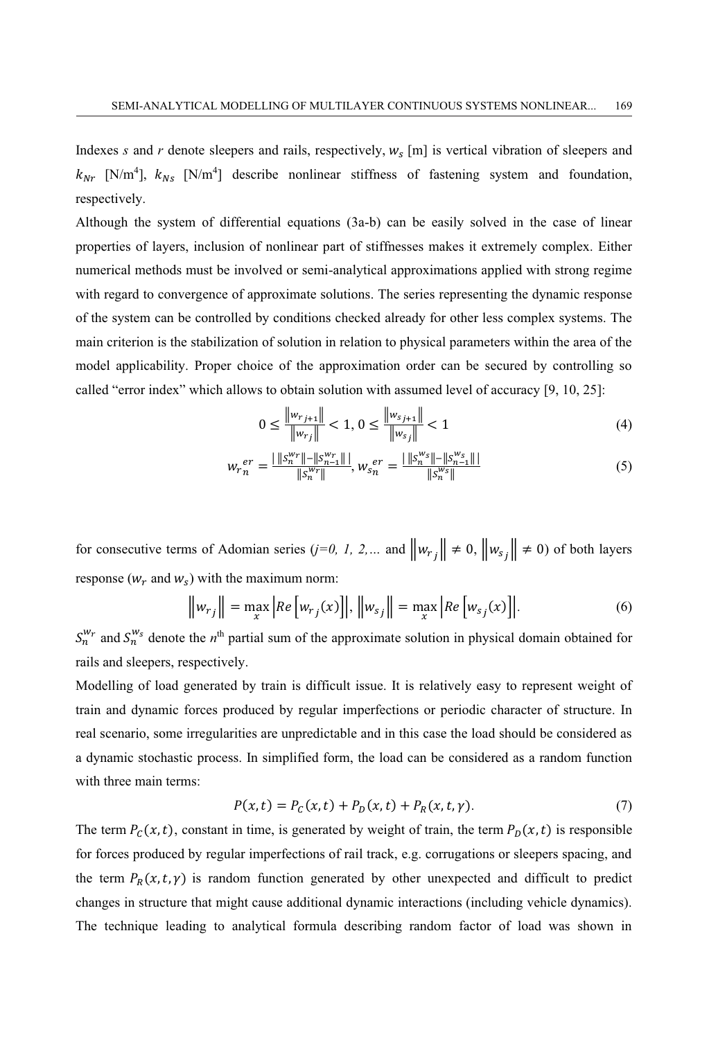Indexes *s* and *r* denote sleepers and rails, respectively, $w_s$ [m] is vertical vibration of sleepers and $k_{Nr}$ [N/m$^4$], $k_{Ns}$ [N/m$^4$] describe nonlinear stiffness of fastening system and foundation, respectively.

Although the system of differential equations (3a-b) can be easily solved in the case of linear properties of layers, inclusion of nonlinear part of stiffnesses makes it extremely complex. Either numerical methods must be involved or semi-analytical approximations applied with strong regime with regard to convergence of approximate solutions. The series representing the dynamic response of the system can be controlled by conditions checked already for other less complex systems. The main criterion is the stabilization of solution in relation to physical parameters within the area of the model applicability. Proper choice of the approximation order can be secured by controlling so called "error index" which allows to obtain solution with assumed level of accuracy [9, 10, 25]:

$$0 \le \frac{\left\| w_{r_{j+1}} \right\|}{\left\| w_{r_j} \right\|} < 1,\ 0 \le \frac{\left\| w_{s_{j+1}} \right\|}{\left\| w_{s_j} \right\|} < 1 \tag{4}$$

$$w_{r_n}^{er} = \frac{\left|\, \|S_n^{w_r}\| - \|S_{n-1}^{w_r}\| \,\right|}{\|S_n^{w_r}\|},\ w_{s_n}^{er} = \frac{\left|\, \|S_n^{w_s}\| - \|S_{n-1}^{w_s}\| \,\right|}{\|S_n^{w_s}\|} \tag{5}$$

for consecutive terms of Adomian series (*j=0, 1, 2,…* and $\left\| w_{r_j} \right\| \neq 0$, $\left\| w_{s_j} \right\| \neq 0$) of both layers response ($w_r$ and $w_s$) with the maximum norm:

$$\left\| w_{r_j} \right\| = \max_x \left| Re\left[ w_{r_j}(x) \right] \right|,\ \left\| w_{s_j} \right\| = \max_x \left| Re\left[ w_{s_j}(x) \right] \right|. \tag{6}$$

$S_n^{w_r}$ and $S_n^{w_s}$ denote the $n^{\text{th}}$ partial sum of the approximate solution in physical domain obtained for rails and sleepers, respectively.

Modelling of load generated by train is difficult issue. It is relatively easy to represent weight of train and dynamic forces produced by regular imperfections or periodic character of structure. In real scenario, some irregularities are unpredictable and in this case the load should be considered as a dynamic stochastic process. In simplified form, the load can be considered as a random function with three main terms:

$$P(x,t) = P_C(x,t) + P_D(x,t) + P_R(x,t,\gamma). \tag{7}$$

The term $P_C(x,t)$, constant in time, is generated by weight of train, the term $P_D(x,t)$ is responsible for forces produced by regular imperfections of rail track, e.g. corrugations or sleepers spacing, and the term $P_R(x,t,\gamma)$ is random function generated by other unexpected and difficult to predict changes in structure that might cause additional dynamic interactions (including vehicle dynamics). The technique leading to analytical formula describing random factor of load was shown in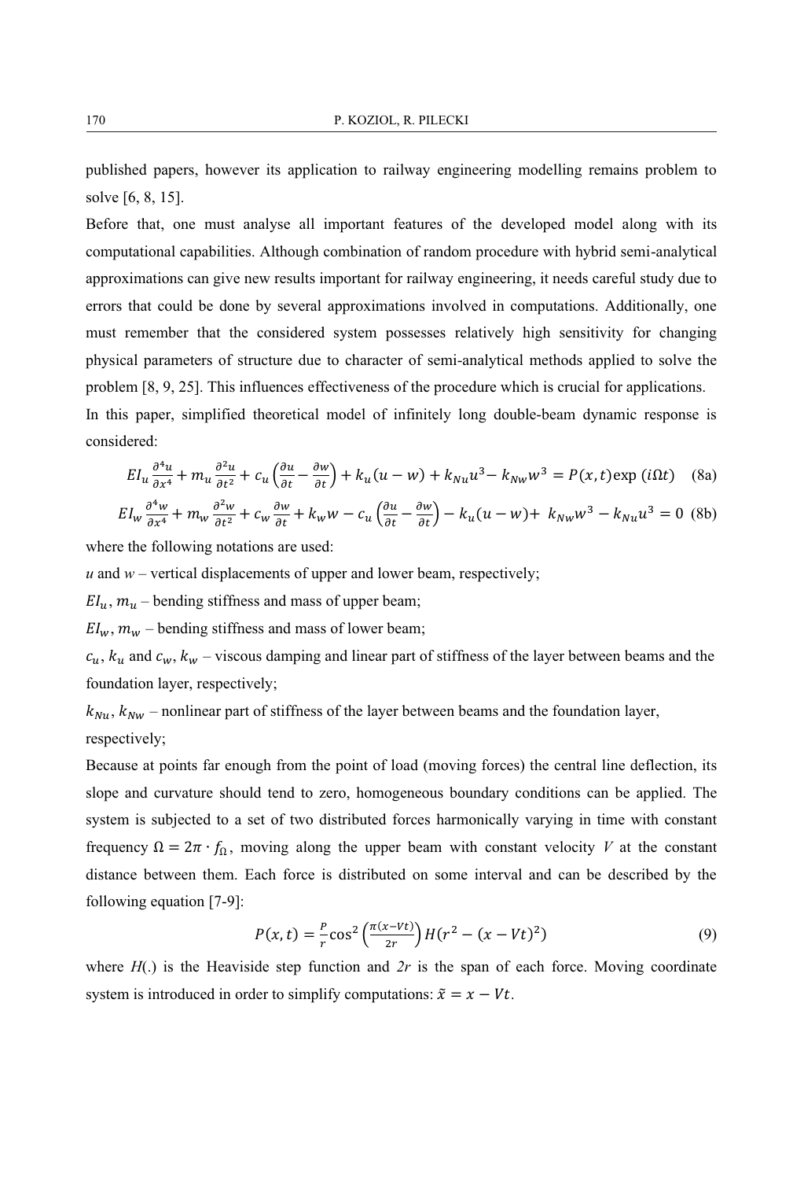published papers, however its application to railway engineering modelling remains problem to solve [6, 8, 15].

Before that, one must analyse all important features of the developed model along with its computational capabilities. Although combination of random procedure with hybrid semi-analytical approximations can give new results important for railway engineering, it needs careful study due to errors that could be done by several approximations involved in computations. Additionally, one must remember that the considered system possesses relatively high sensitivity for changing physical parameters of structure due to character of semi-analytical methods applied to solve the problem [8, 9, 25]. This influences effectiveness of the procedure which is crucial for applications.

In this paper, simplified theoretical model of infinitely long double-beam dynamic response is considered:

$$EI_u \frac{\partial^4 u}{\partial x^4} + m_u \frac{\partial^2 u}{\partial t^2} + c_u \left( \frac{\partial u}{\partial t} - \frac{\partial w}{\partial t} \right) + k_u (u - w) + k_{Nu} u^3 - k_{Nw} w^3 = P(x,t) \exp(i\Omega t) \quad \text{(8a)}$$

$$EI_w \frac{\partial^4 w}{\partial x^4} + m_w \frac{\partial^2 w}{\partial t^2} + c_w \frac{\partial w}{\partial t} + k_w w - c_u \left( \frac{\partial u}{\partial t} - \frac{\partial w}{\partial t} \right) - k_u (u - w) + k_{Nw} w^3 - k_{Nu} u^3 = 0 \quad \text{(8b)}$$

where the following notations are used:

*u* and *w* – vertical displacements of upper and lower beam, respectively;

$EI_u$, $m_u$ – bending stiffness and mass of upper beam;

$EI_w$, $m_w$ – bending stiffness and mass of lower beam;

$c_u$, $k_u$ and $c_w$, $k_w$ – viscous damping and linear part of stiffness of the layer between beams and the foundation layer, respectively;

$k_{Nu}$, $k_{Nw}$ – nonlinear part of stiffness of the layer between beams and the foundation layer, respectively;

Because at points far enough from the point of load (moving forces) the central line deflection, its slope and curvature should tend to zero, homogeneous boundary conditions can be applied. The system is subjected to a set of two distributed forces harmonically varying in time with constant frequency $\Omega = 2\pi \cdot f_\Omega$, moving along the upper beam with constant velocity *V* at the constant distance between them. Each force is distributed on some interval and can be described by the following equation [7-9]:

$$P(x,t) = \frac{P}{r} \cos^2\left( \frac{\pi (x - Vt)}{2r} \right) H(r^2 - (x - Vt)^2) \quad \text{(9)}$$

where *H*(.) is the Heaviside step function and *2r* is the span of each force. Moving coordinate system is introduced in order to simplify computations: $\tilde{x} = x - Vt$.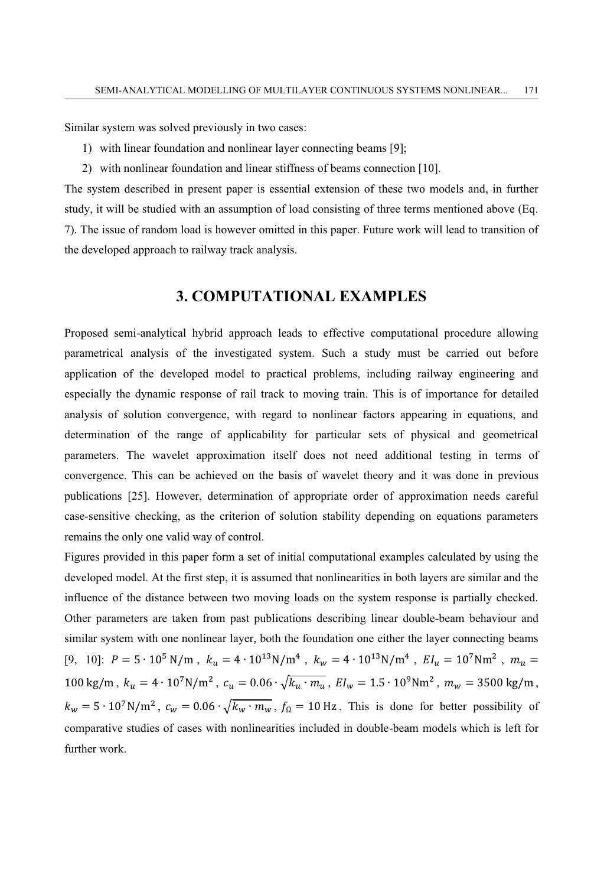Similar system was solved previously in two cases:

1) with linear foundation and nonlinear layer connecting beams [9];
2) with nonlinear foundation and linear stiffness of beams connection [10].

The system described in present paper is essential extension of these two models and, in further study, it will be studied with an assumption of load consisting of three terms mentioned above (Eq. 7). The issue of random load is however omitted in this paper. Future work will lead to transition of the developed approach to railway track analysis.

## 3. COMPUTATIONAL EXAMPLES

Proposed semi-analytical hybrid approach leads to effective computational procedure allowing parametrical analysis of the investigated system. Such a study must be carried out before application of the developed model to practical problems, including railway engineering and especially the dynamic response of rail track to moving train. This is of importance for detailed analysis of solution convergence, with regard to nonlinear factors appearing in equations, and determination of the range of applicability for particular sets of physical and geometrical parameters. The wavelet approximation itself does not need additional testing in terms of convergence. This can be achieved on the basis of wavelet theory and it was done in previous publications [25]. However, determination of appropriate order of approximation needs careful case-sensitive checking, as the criterion of solution stability depending on equations parameters remains the only one valid way of control.

Figures provided in this paper form a set of initial computational examples calculated by using the developed model. At the first step, it is assumed that nonlinearities in both layers are similar and the influence of the distance between two moving loads on the system response is partially checked. Other parameters are taken from past publications describing linear double-beam behaviour and similar system with one nonlinear layer, both the foundation one either the layer connecting beams [9, 10]: $P = 5 \cdot 10^5\,\mathrm{N/m}$, $k_u = 4 \cdot 10^{13}\mathrm{N/m^4}$, $k_w = 4 \cdot 10^{13}\mathrm{N/m^4}$, $EI_u = 10^7\mathrm{Nm^2}$, $m_u = 100\,\mathrm{kg/m}$, $k_u = 4 \cdot 10^7\mathrm{N/m^2}$, $c_u = 0.06 \cdot \sqrt{k_u \cdot m_u}$, $EI_w = 1.5 \cdot 10^9\mathrm{Nm^2}$, $m_w = 3500\,\mathrm{kg/m}$, $k_w = 5 \cdot 10^7\mathrm{N/m^2}$, $c_w = 0.06 \cdot \sqrt{k_w \cdot m_w}$, $f_\Omega = 10\,\mathrm{Hz}$. This is done for better possibility of comparative studies of cases with nonlinearities included in double-beam models which is left for further work.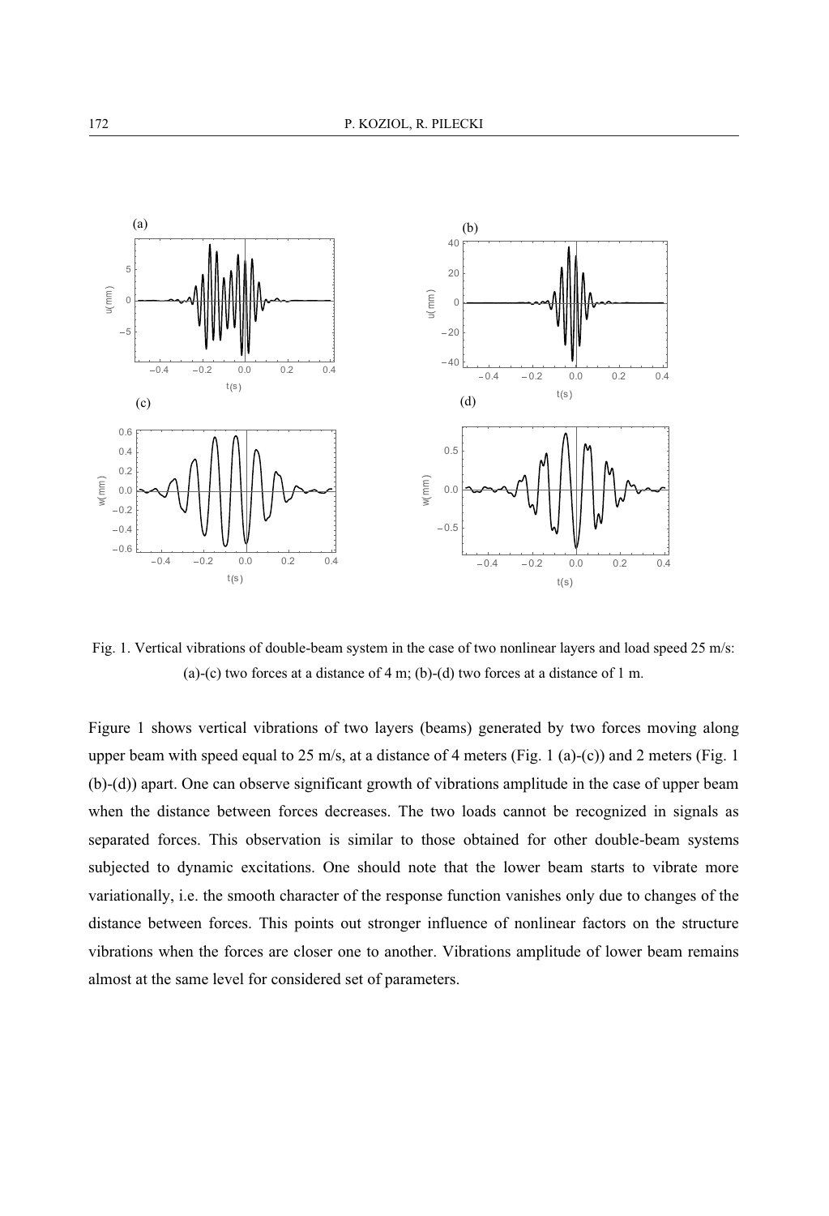Fig. 1. Vertical vibrations of double-beam system in the case of two nonlinear layers and load speed 25 m/s: (a)-(c) two forces at a distance of 4 m; (b)-(d) two forces at a distance of 1 m.

Figure 1 shows vertical vibrations of two layers (beams) generated by two forces moving along upper beam with speed equal to 25 m/s, at a distance of 4 meters (Fig. 1 (a)-(c)) and 2 meters (Fig. 1 (b)-(d)) apart. One can observe significant growth of vibrations amplitude in the case of upper beam when the distance between forces decreases. The two loads cannot be recognized in signals as separated forces. This observation is similar to those obtained for other double-beam systems subjected to dynamic excitations. One should note that the lower beam starts to vibrate more variationally, i.e. the smooth character of the response function vanishes only due to changes of the distance between forces. This points out stronger influence of nonlinear factors on the structure vibrations when the forces are closer one to another. Vibrations amplitude of lower beam remains almost at the same level for considered set of parameters.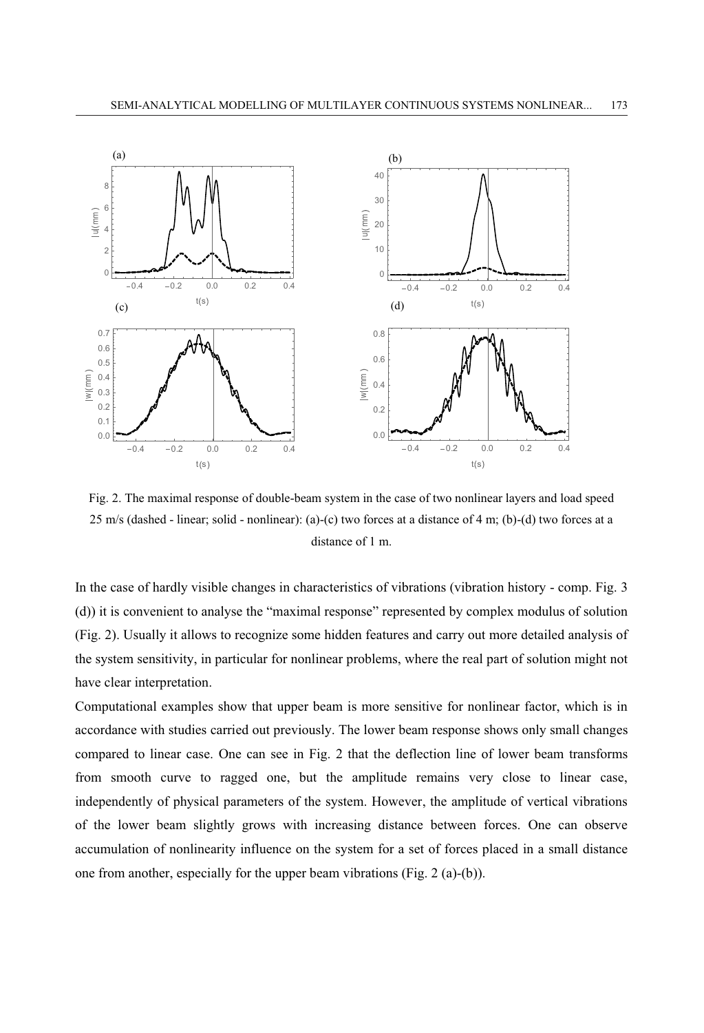Fig. 2. The maximal response of double-beam system in the case of two nonlinear layers and load speed 25 m/s (dashed - linear; solid - nonlinear): (a)-(c) two forces at a distance of 4 m; (b)-(d) two forces at a distance of 1 m.

In the case of hardly visible changes in characteristics of vibrations (vibration history - comp. Fig. 3 (d)) it is convenient to analyse the "maximal response" represented by complex modulus of solution (Fig. 2). Usually it allows to recognize some hidden features and carry out more detailed analysis of the system sensitivity, in particular for nonlinear problems, where the real part of solution might not have clear interpretation.

Computational examples show that upper beam is more sensitive for nonlinear factor, which is in accordance with studies carried out previously. The lower beam response shows only small changes compared to linear case. One can see in Fig. 2 that the deflection line of lower beam transforms from smooth curve to ragged one, but the amplitude remains very close to linear case, independently of physical parameters of the system. However, the amplitude of vertical vibrations of the lower beam slightly grows with increasing distance between forces. One can observe accumulation of nonlinearity influence on the system for a set of forces placed in a small distance one from another, especially for the upper beam vibrations (Fig. 2 (a)-(b)).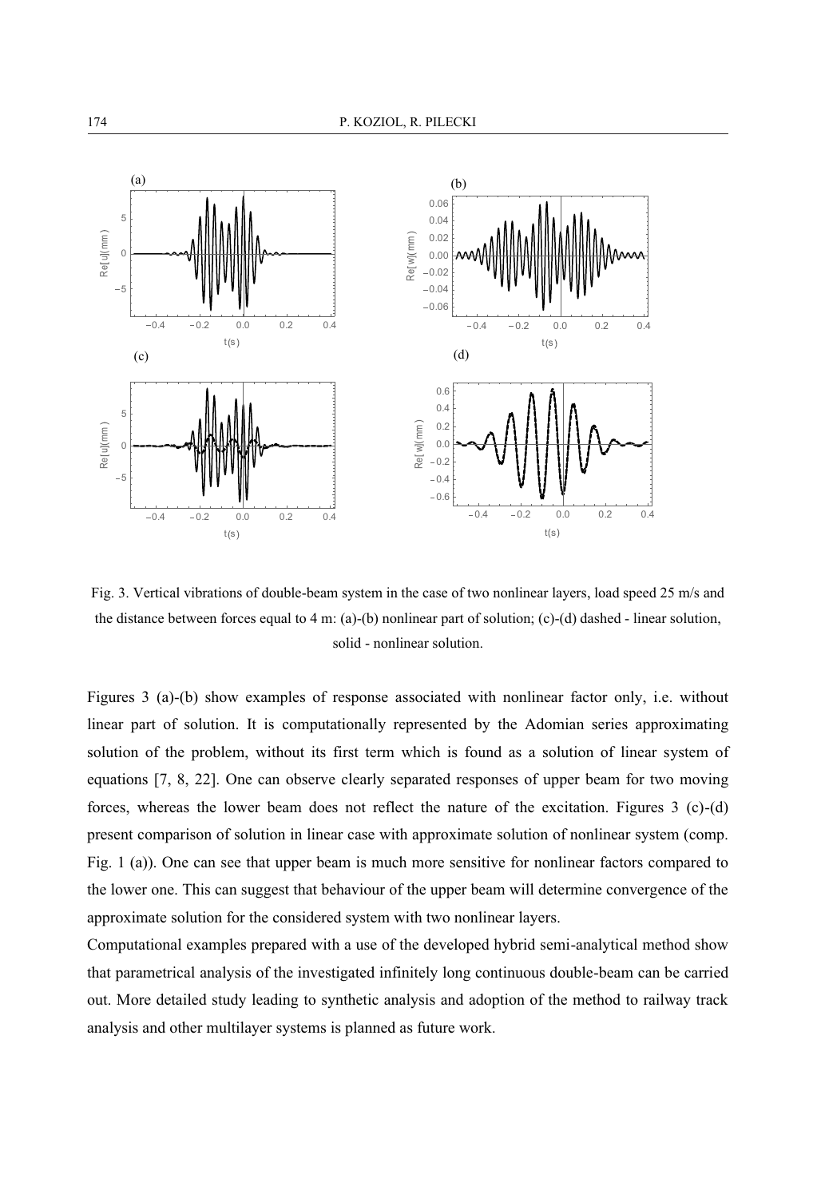Fig. 3. Vertical vibrations of double-beam system in the case of two nonlinear layers, load speed 25 m/s and the distance between forces equal to 4 m: (a)-(b) nonlinear part of solution; (c)-(d) dashed - linear solution, solid - nonlinear solution.

Figures 3 (a)-(b) show examples of response associated with nonlinear factor only, i.e. without linear part of solution. It is computationally represented by the Adomian series approximating solution of the problem, without its first term which is found as a solution of linear system of equations [7, 8, 22]. One can observe clearly separated responses of upper beam for two moving forces, whereas the lower beam does not reflect the nature of the excitation. Figures 3 (c)-(d) present comparison of solution in linear case with approximate solution of nonlinear system (comp. Fig. 1 (a)). One can see that upper beam is much more sensitive for nonlinear factors compared to the lower one. This can suggest that behaviour of the upper beam will determine convergence of the approximate solution for the considered system with two nonlinear layers.

Computational examples prepared with a use of the developed hybrid semi-analytical method show that parametrical analysis of the investigated infinitely long continuous double-beam can be carried out. More detailed study leading to synthetic analysis and adoption of the method to railway track analysis and other multilayer systems is planned as future work.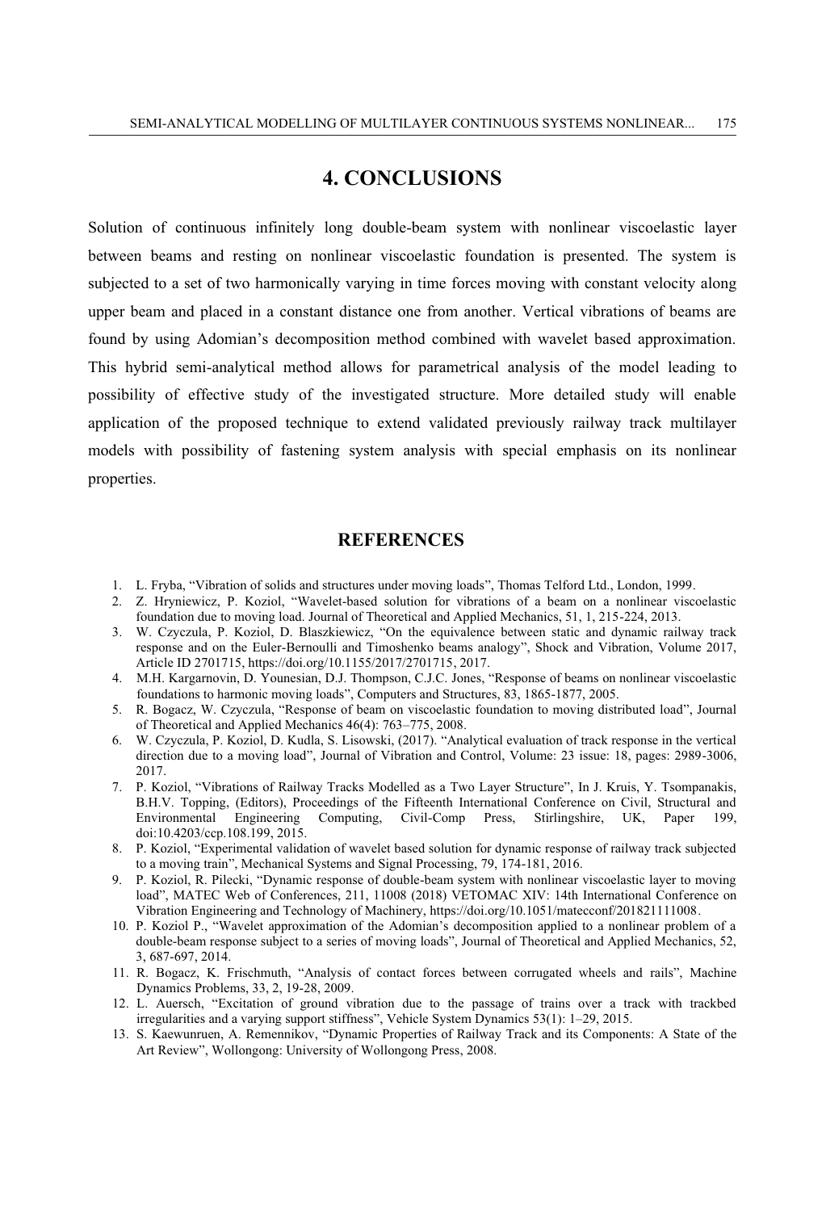## 4. CONCLUSIONS

Solution of continuous infinitely long double-beam system with nonlinear viscoelastic layer between beams and resting on nonlinear viscoelastic foundation is presented. The system is subjected to a set of two harmonically varying in time forces moving with constant velocity along upper beam and placed in a constant distance one from another. Vertical vibrations of beams are found by using Adomian's decomposition method combined with wavelet based approximation. This hybrid semi-analytical method allows for parametrical analysis of the model leading to possibility of effective study of the investigated structure. More detailed study will enable application of the proposed technique to extend validated previously railway track multilayer models with possibility of fastening system analysis with special emphasis on its nonlinear properties.

## REFERENCES

1. L. Fryba, "Vibration of solids and structures under moving loads", Thomas Telford Ltd., London, 1999.
2. Z. Hryniewicz, P. Koziol, "Wavelet-based solution for vibrations of a beam on a nonlinear viscoelastic foundation due to moving load. Journal of Theoretical and Applied Mechanics, 51, 1, 215-224, 2013.
3. W. Czyczula, P. Koziol, D. Blaszkiewicz, "On the equivalence between static and dynamic railway track response and on the Euler-Bernoulli and Timoshenko beams analogy", Shock and Vibration, Volume 2017, Article ID 2701715, https://doi.org/10.1155/2017/2701715, 2017.
4. M.H. Kargarnovin, D. Younesian, D.J. Thompson, C.J.C. Jones, "Response of beams on nonlinear viscoelastic foundations to harmonic moving loads", Computers and Structures, 83, 1865-1877, 2005.
5. R. Bogacz, W. Czyczula, "Response of beam on viscoelastic foundation to moving distributed load", Journal of Theoretical and Applied Mechanics 46(4): 763–775, 2008.
6. W. Czyczula, P. Koziol, D. Kudla, S. Lisowski, (2017). "Analytical evaluation of track response in the vertical direction due to a moving load", Journal of Vibration and Control, Volume: 23 issue: 18, pages: 2989-3006, 2017.
7. P. Koziol, "Vibrations of Railway Tracks Modelled as a Two Layer Structure", In J. Kruis, Y. Tsompanakis, B.H.V. Topping, (Editors), Proceedings of the Fifteenth International Conference on Civil, Structural and Environmental Engineering Computing, Civil-Comp Press, Stirlingshire, UK, Paper 199, doi:10.4203/ccp.108.199, 2015.
8. P. Koziol, "Experimental validation of wavelet based solution for dynamic response of railway track subjected to a moving train", Mechanical Systems and Signal Processing, 79, 174-181, 2016.
9. P. Koziol, R. Pilecki, "Dynamic response of double-beam system with nonlinear viscoelastic layer to moving load", MATEC Web of Conferences, 211, 11008 (2018) VETOMAC XIV: 14th International Conference on Vibration Engineering and Technology of Machinery, https://doi.org/10.1051/matecconf/201821111008.
10. P. Koziol P., "Wavelet approximation of the Adomian's decomposition applied to a nonlinear problem of a double-beam response subject to a series of moving loads", Journal of Theoretical and Applied Mechanics, 52, 3, 687-697, 2014.
11. R. Bogacz, K. Frischmuth, "Analysis of contact forces between corrugated wheels and rails", Machine Dynamics Problems, 33, 2, 19-28, 2009.
12. L. Auersch, "Excitation of ground vibration due to the passage of trains over a track with trackbed irregularities and a varying support stiffness", Vehicle System Dynamics 53(1): 1–29, 2015.
13. S. Kaewunruen, A. Remennikov, "Dynamic Properties of Railway Track and its Components: A State of the Art Review", Wollongong: University of Wollongong Press, 2008.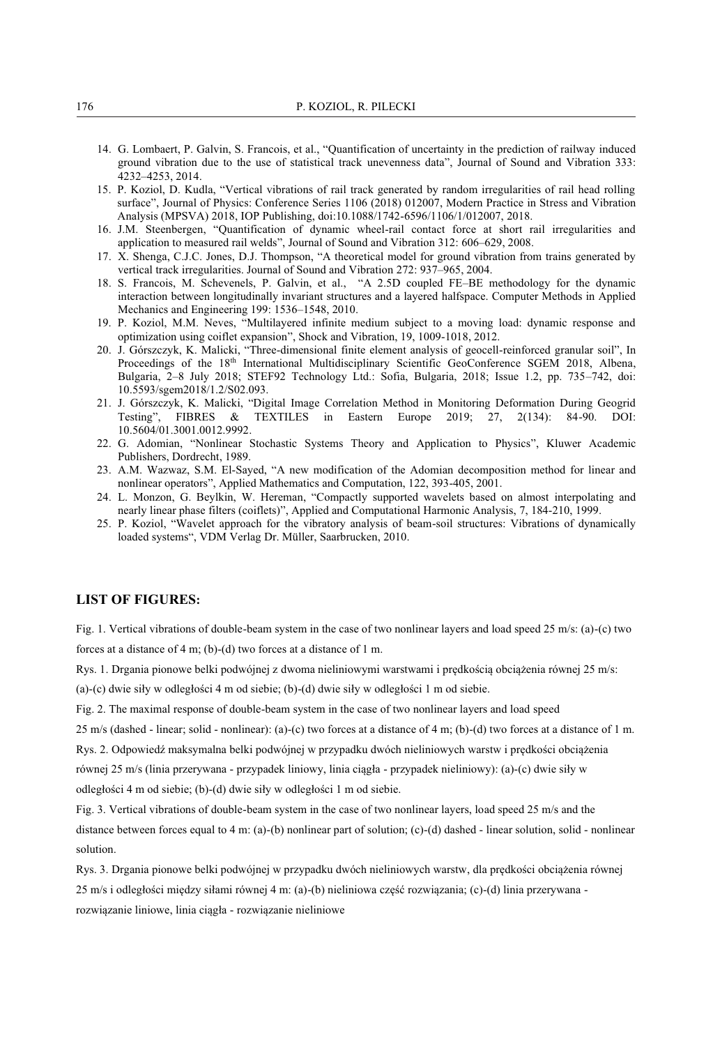14. G. Lombaert, P. Galvin, S. Francois, et al., "Quantification of uncertainty in the prediction of railway induced ground vibration due to the use of statistical track unevenness data", Journal of Sound and Vibration 333: 4232–4253, 2014.
15. P. Koziol, D. Kudla, "Vertical vibrations of rail track generated by random irregularities of rail head rolling surface", Journal of Physics: Conference Series 1106 (2018) 012007, Modern Practice in Stress and Vibration Analysis (MPSVA) 2018, IOP Publishing, doi:10.1088/1742-6596/1106/1/012007, 2018.
16. J.M. Steenbergen, "Quantification of dynamic wheel-rail contact force at short rail irregularities and application to measured rail welds", Journal of Sound and Vibration 312: 606–629, 2008.
17. X. Shenga, C.J.C. Jones, D.J. Thompson, "A theoretical model for ground vibration from trains generated by vertical track irregularities. Journal of Sound and Vibration 272: 937–965, 2004.
18. S. Francois, M. Schevenels, P. Galvin, et al., "A 2.5D coupled FE–BE methodology for the dynamic interaction between longitudinally invariant structures and a layered halfspace. Computer Methods in Applied Mechanics and Engineering 199: 1536–1548, 2010.
19. P. Koziol, M.M. Neves, "Multilayered infinite medium subject to a moving load: dynamic response and optimization using coiflet expansion", Shock and Vibration, 19, 1009-1018, 2012.
20. J. Górszczyk, K. Malicki, "Three-dimensional finite element analysis of geocell-reinforced granular soil", In Proceedings of the 18th International Multidisciplinary Scientific GeoConference SGEM 2018, Albena, Bulgaria, 2–8 July 2018; STEF92 Technology Ltd.: Sofia, Bulgaria, 2018; Issue 1.2, pp. 735–742, doi: 10.5593/sgem2018/1.2/S02.093.
21. J. Górszczyk, K. Malicki, "Digital Image Correlation Method in Monitoring Deformation During Geogrid Testing", FIBRES & TEXTILES in Eastern Europe 2019; 27, 2(134): 84-90. DOI: 10.5604/01.3001.0012.9992.
22. G. Adomian, "Nonlinear Stochastic Systems Theory and Application to Physics", Kluwer Academic Publishers, Dordrecht, 1989.
23. A.M. Wazwaz, S.M. El-Sayed, "A new modification of the Adomian decomposition method for linear and nonlinear operators", Applied Mathematics and Computation, 122, 393-405, 2001.
24. L. Monzon, G. Beylkin, W. Hereman, "Compactly supported wavelets based on almost interpolating and nearly linear phase filters (coiflets)", Applied and Computational Harmonic Analysis, 7, 184-210, 1999.
25. P. Koziol, "Wavelet approach for the vibratory analysis of beam-soil structures: Vibrations of dynamically loaded systems", VDM Verlag Dr. Müller, Saarbrucken, 2010.

## LIST OF FIGURES:

Fig. 1. Vertical vibrations of double-beam system in the case of two nonlinear layers and load speed 25 m/s: (a)-(c) two forces at a distance of 4 m; (b)-(d) two forces at a distance of 1 m.

Rys. 1. Drgania pionowe belki podwójnej z dwoma nieliniowymi warstwami i prędkością obciążenia równej 25 m/s: (a)-(c) dwie siły w odległości 4 m od siebie; (b)-(d) dwie siły w odległości 1 m od siebie.

Fig. 2. The maximal response of double-beam system in the case of two nonlinear layers and load speed 25 m/s (dashed - linear; solid - nonlinear): (a)-(c) two forces at a distance of 4 m; (b)-(d) two forces at a distance of 1 m.

Rys. 2. Odpowiedź maksymalna belki podwójnej w przypadku dwóch nieliniowych warstw i prędkości obciążenia równej 25 m/s (linia przerywana - przypadek liniowy, linia ciągła - przypadek nieliniowy): (a)-(c) dwie siły w odległości 4 m od siebie; (b)-(d) dwie siły w odległości 1 m od siebie.

Fig. 3. Vertical vibrations of double-beam system in the case of two nonlinear layers, load speed 25 m/s and the distance between forces equal to 4 m: (a)-(b) nonlinear part of solution; (c)-(d) dashed - linear solution, solid - nonlinear solution.

Rys. 3. Drgania pionowe belki podwójnej w przypadku dwóch nieliniowych warstw, dla prędkości obciążenia równej 25 m/s i odległości między siłami równej 4 m: (a)-(b) nieliniowa część rozwiązania; (c)-(d) linia przerywana - rozwiązanie liniowe, linia ciągła - rozwiązanie nieliniowe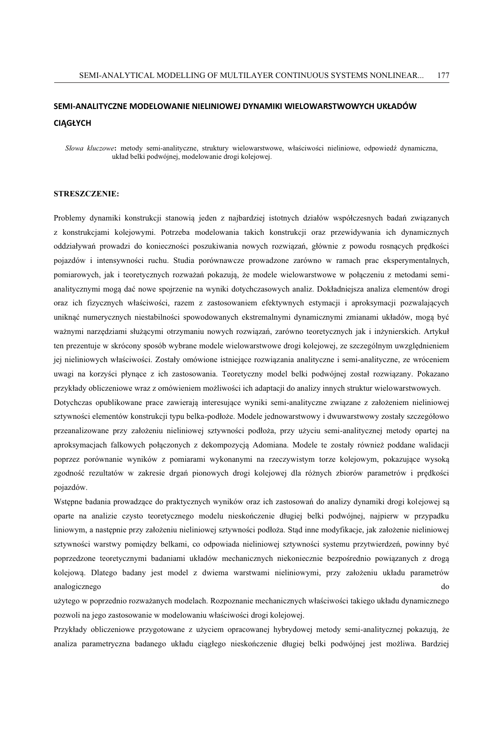## SEMI-ANALITYCZNE MODELOWANIE NIELINIOWEJ DYNAMIKI WIELOWARSTWOWYCH UKŁADÓW CIĄGŁYCH

*Słowa kluczowe*: metody semi-analityczne, struktury wielowarstwowe, właściwości nieliniowe, odpowiedź dynamiczna, układ belki podwójnej, modelowanie drogi kolejowej.

**STRESZCZENIE:**

Problemy dynamiki konstrukcji stanowią jeden z najbardziej istotnych działów współczesnych badań związanych z konstrukcjami kolejowymi. Potrzeba modelowania takich konstrukcji oraz przewidywania ich dynamicznych oddziaływań prowadzi do konieczności poszukiwania nowych rozwiązań, głównie z powodu rosnących prędkości pojazdów i intensywności ruchu. Studia porównawcze prowadzone zarówno w ramach prac eksperymentalnych, pomiarowych, jak i teoretycznych rozważań pokazują, że modele wielowarstwowe w połączeniu z metodami semi-analitycznymi mogą dać nowe spojrzenie na wyniki dotychczasowych analiz. Dokładniejsza analiza elementów drogi oraz ich fizycznych właściwości, razem z zastosowaniem efektywnych estymacji i aproksymacji pozwalających uniknąć numerycznych niestabilności spowodowanych ekstremalnymi dynamicznymi zmianami układów, mogą być ważnymi narzędziami służącymi otrzymaniu nowych rozwiązań, zarówno teoretycznych jak i inżynierskich. Artykuł ten prezentuje w skrócony sposób wybrane modele wielowarstwowe drogi kolejowej, ze szczególnym uwzględnieniem jej nieliniowych właściwości. Zostały omówione istniejące rozwiązania analityczne i semi-analityczne, ze wróceniem uwagi na korzyści płynące z ich zastosowania. Teoretyczny model belki podwójnej został rozwiązany. Pokazano przykłady obliczeniowe wraz z omówieniem możliwości ich adaptacji do analizy innych struktur wielowarstwowych.

Dotychczas opublikowane prace zawierają interesujące wyniki semi-analityczne związane z założeniem nieliniowej sztywności elementów konstrukcji typu belka-podłoże. Modele jednowarstwowy i dwuwarstwowy zostały szczegółowo przeanalizowane przy założeniu nieliniowej sztywności podłoża, przy użyciu semi-analitycznej metody opartej na aproksymacjach falkowych połączonych z dekompozycją Adomiana. Modele te zostały również poddane walidacji poprzez porównanie wyników z pomiarami wykonanymi na rzeczywistym torze kolejowym, pokazujące wysoką zgodność rezultatów w zakresie drgań pionowych drogi kolejowej dla różnych zbiorów parametrów i prędkości pojazdów.

Wstępne badania prowadzące do praktycznych wyników oraz ich zastosowań do analizy dynamiki drogi kolejowej są oparte na analizie czysto teoretycznego modelu nieskończenie długiej belki podwójnej, najpierw w przypadku liniowym, a następnie przy założeniu nieliniowej sztywności podłoża. Stąd inne modyfikacje, jak założenie nieliniowej sztywności warstwy pomiędzy belkami, co odpowiada nieliniowej sztywności systemu przytwierdzeń, powinny być poprzedzone teoretycznymi badaniami układów mechanicznych niekoniecznie bezpośrednio powiązanych z drogą kolejową. Dlatego badany jest model z dwiema warstwami nieliniowymi, przy założeniu układu parametrów analogicznego do użytego w poprzednio rozważanych modelach. Rozpoznanie mechanicznych właściwości takiego układu dynamicznego pozwoli na jego zastosowanie w modelowaniu właściwości drogi kolejowej.

Przykłady obliczeniowe przygotowane z użyciem opracowanej hybrydowej metody semi-analitycznej pokazują, że analiza parametryczna badanego układu ciągłego nieskończenie długiej belki podwójnej jest możliwa. Bardziej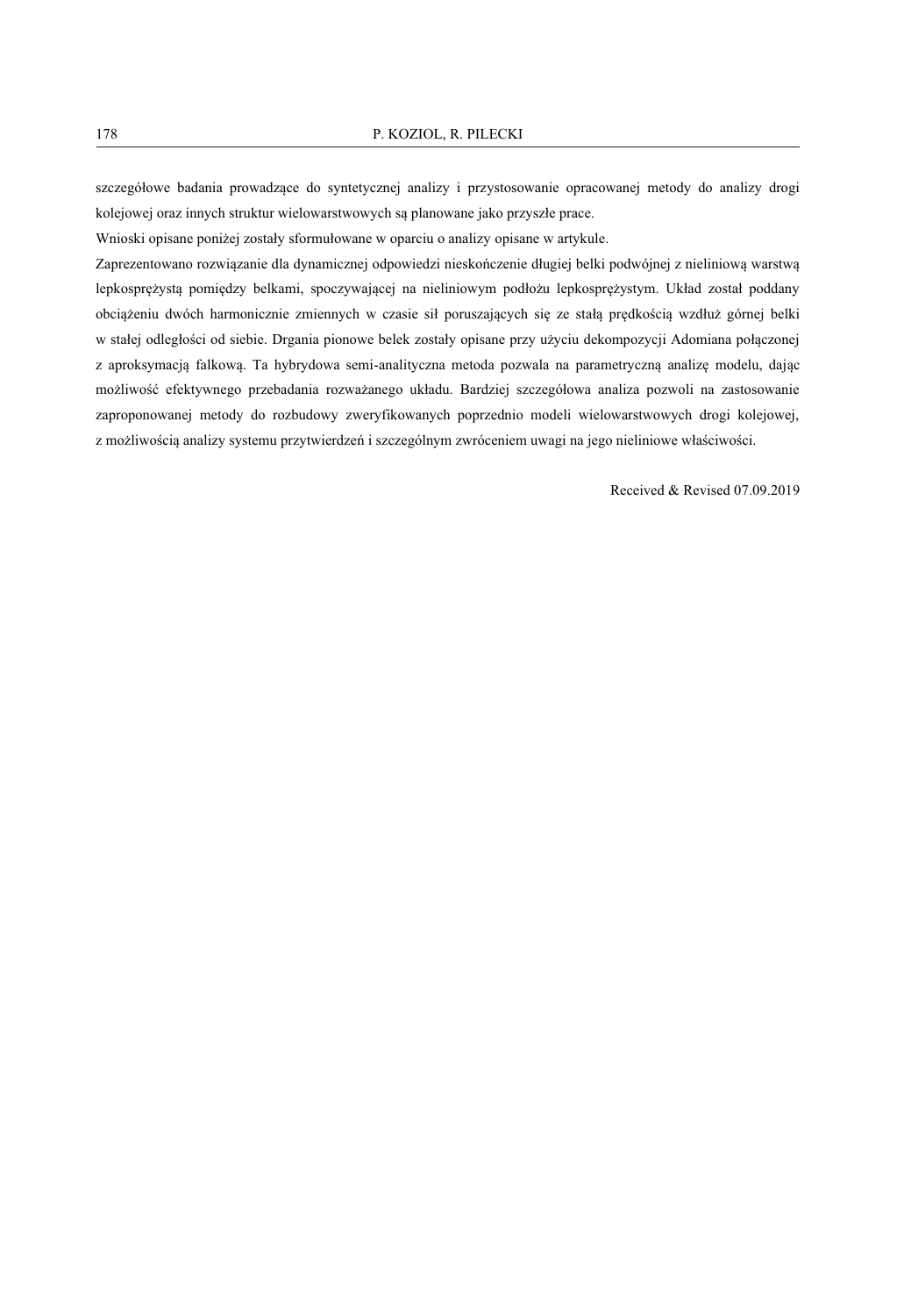szczegółowe badania prowadzące do syntetycznej analizy i przystosowanie opracowanej metody do analizy drogi kolejowej oraz innych struktur wielowarstwowych są planowane jako przyszłe prace.

Wnioski opisane poniżej zostały sformułowane w oparciu o analizy opisane w artykule.

Zaprezentowano rozwiązanie dla dynamicznej odpowiedzi nieskończenie długiej belki podwójnej z nieliniową warstwą lepkosprężystą pomiędzy belkami, spoczywającej na nieliniowym podłożu lepkosprężystym. Układ został poddany obciążeniu dwóch harmonicznie zmiennych w czasie sił poruszających się ze stałą prędkością wzdłuż górnej belki w stałej odległości od siebie. Drgania pionowe belek zostały opisane przy użyciu dekompozycji Adomiana połączonej z aproksymacją falkową. Ta hybrydowa semi-analityczna metoda pozwala na parametryczną analizę modelu, dając możliwość efektywnego przebadania rozważanego układu. Bardziej szczegółowa analiza pozwoli na zastosowanie zaproponowanej metody do rozbudowy zweryfikowanych poprzednio modeli wielowarstwowych drogi kolejowej, z możliwością analizy systemu przytwierdzeń i szczególnym zwróceniem uwagi na jego nieliniowe właściwości.

Received & Revised 07.09.2019